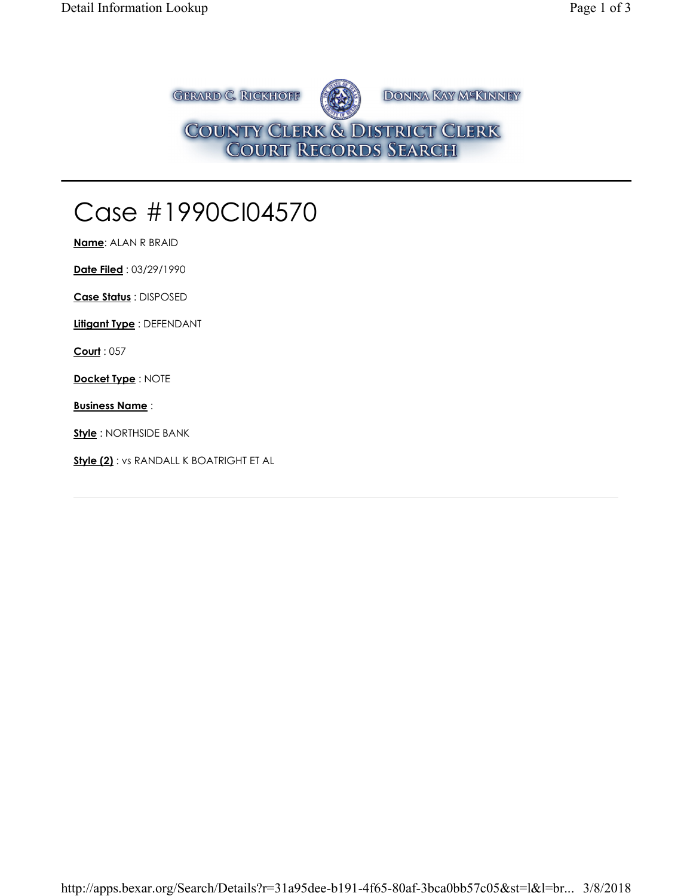GERARD C. RICKHOFF DONNA KAY MCKINNEY

COUNTY CLERK & DISTRICT CLERK
COURT RECORDS SEARCH

# Case #1990CI04570

**Name**: ALAN R BRAID

**Date Filed** : 03/29/1990

**Case Status** : DISPOSED

**Litigant Type** : DEFENDANT

**Court** : 057

**Docket Type** : NOTE

**Business Name** :

**Style** : NORTHSIDE BANK

**Style (2)** : vs RANDALL K BOATRIGHT ET AL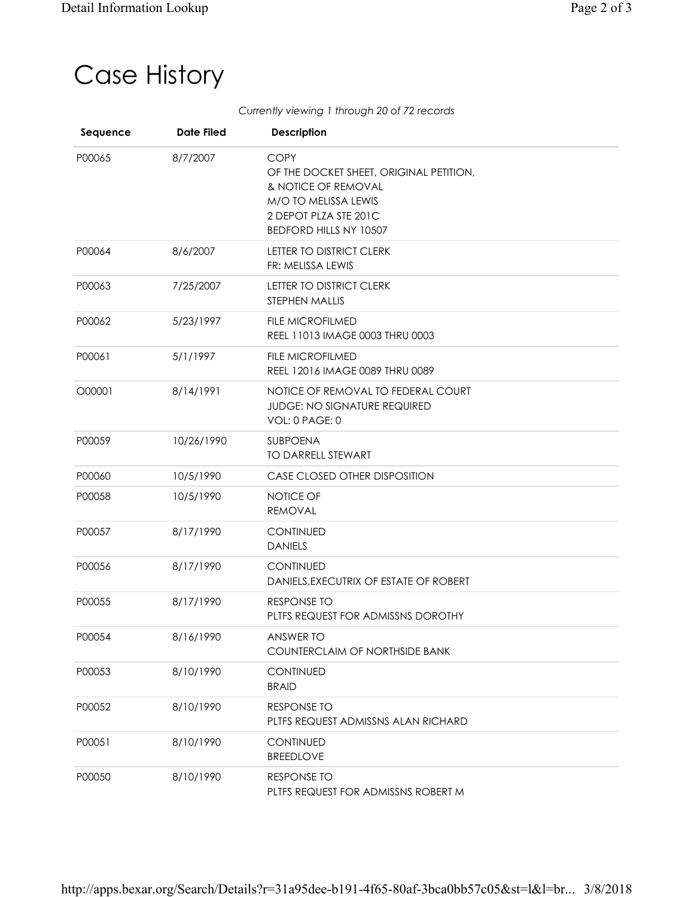# Case History

*Currently viewing 1 through 20 of 72 records*

| Sequence | Date Filed | Description |
|---|---|---|
| P00065 | 8/7/2007 | COPY<br>OF THE DOCKET SHEET, ORIGINAL PETITION,<br>& NOTICE OF REMOVAL<br>M/O TO MELISSA LEWIS<br>2 DEPOT PLZA STE 201C<br>BEDFORD HILLS NY 10507 |
| P00064 | 8/6/2007 | LETTER TO DISTRICT CLERK<br>FR: MELISSA LEWIS |
| P00063 | 7/25/2007 | LETTER TO DISTRICT CLERK<br>STEPHEN MALLIS |
| P00062 | 5/23/1997 | FILE MICROFILMED<br>REEL 11013 IMAGE 0003 THRU 0003 |
| P00061 | 5/1/1997 | FILE MICROFILMED<br>REEL 12016 IMAGE 0089 THRU 0089 |
| O00001 | 8/14/1991 | NOTICE OF REMOVAL TO FEDERAL COURT<br>JUDGE: NO SIGNATURE REQUIRED<br>VOL: 0 PAGE: 0 |
| P00059 | 10/26/1990 | SUBPOENA<br>TO DARRELL STEWART |
| P00060 | 10/5/1990 | CASE CLOSED OTHER DISPOSITION |
| P00058 | 10/5/1990 | NOTICE OF<br>REMOVAL |
| P00057 | 8/17/1990 | CONTINUED<br>DANIELS |
| P00056 | 8/17/1990 | CONTINUED<br>DANIELS,EXECUTRIX OF ESTATE OF ROBERT |
| P00055 | 8/17/1990 | RESPONSE TO<br>PLTFS REQUEST FOR ADMISSNS DOROTHY |
| P00054 | 8/16/1990 | ANSWER TO<br>COUNTERCLAIM OF NORTHSIDE BANK |
| P00053 | 8/10/1990 | CONTINUED<br>BRAID |
| P00052 | 8/10/1990 | RESPONSE TO<br>PLTFS REQUEST ADMISSNS ALAN RICHARD |
| P00051 | 8/10/1990 | CONTINUED<br>BREEDLOVE |
| P00050 | 8/10/1990 | RESPONSE TO<br>PLTFS REQUEST FOR ADMISSNS ROBERT M |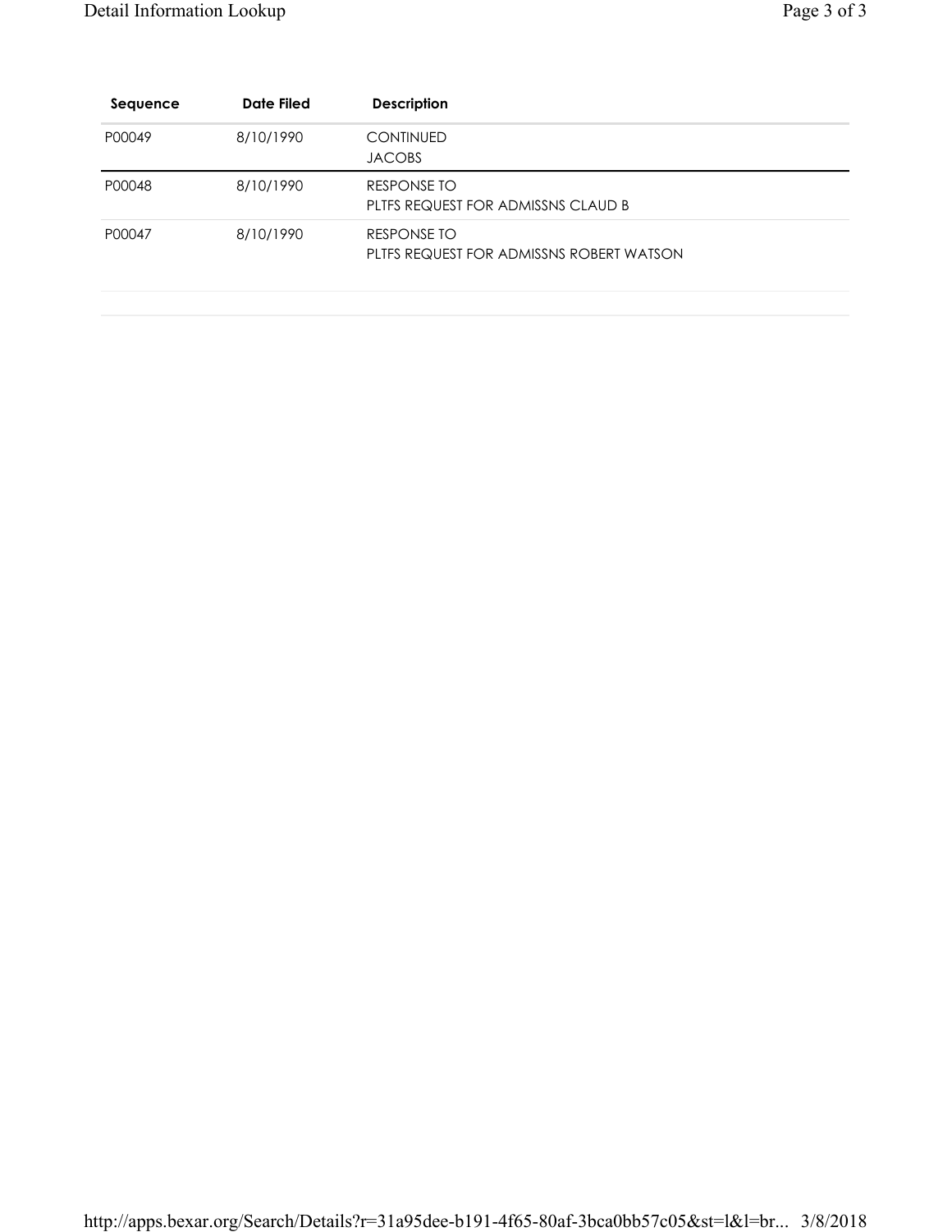| Sequence | Date Filed | Description |
| --- | --- | --- |
| P00049 | 8/10/1990 | CONTINUED<br>JACOBS |
| P00048 | 8/10/1990 | RESPONSE TO<br>PLTFS REQUEST FOR ADMISSNS CLAUD B |
| P00047 | 8/10/1990 | RESPONSE TO<br>PLTFS REQUEST FOR ADMISSNS ROBERT WATSON |